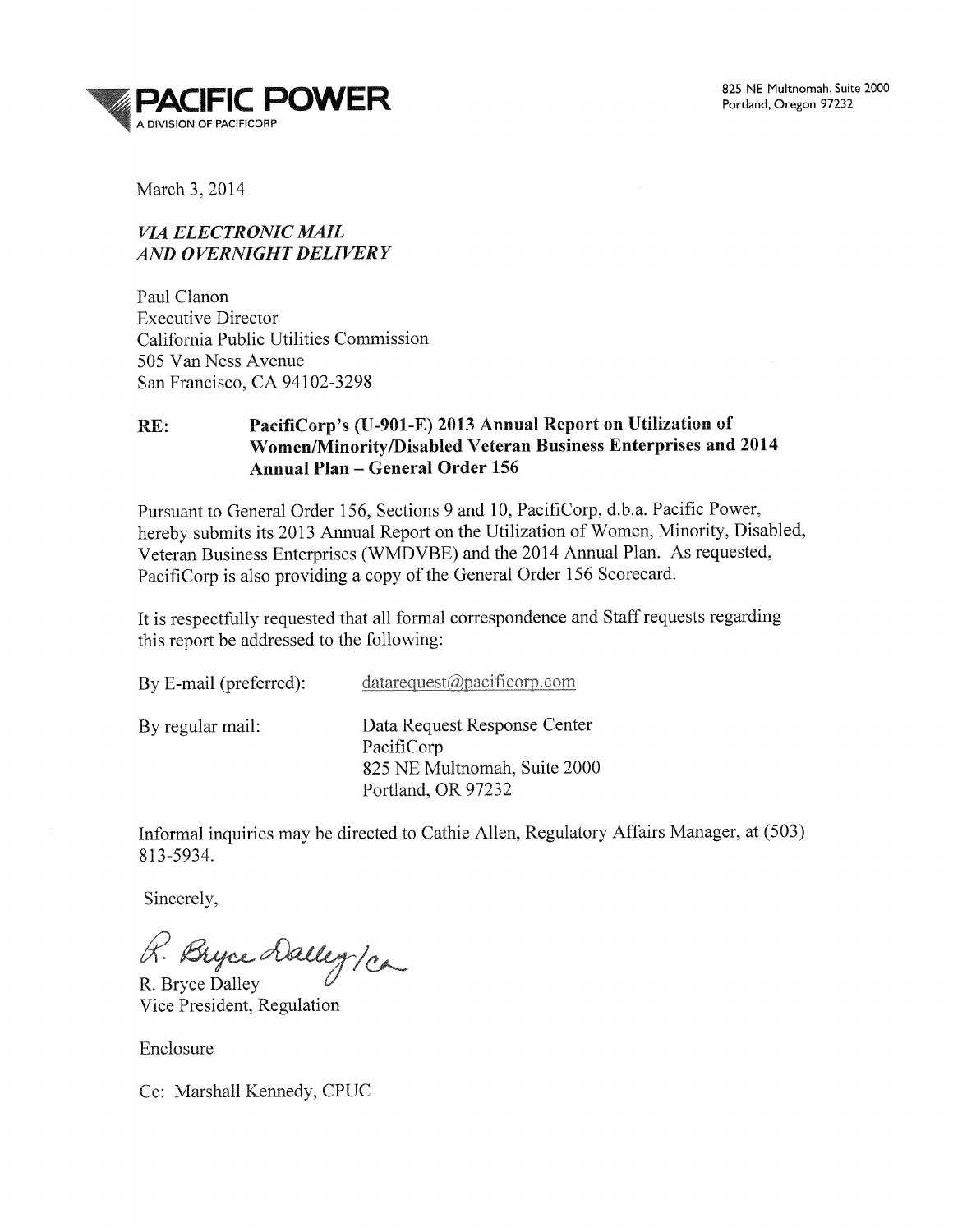**PACIFIC POWER**
A DIVISION OF PACIFICORP

825 NE Multnomah, Suite 2000
Portland, Oregon 97232

March 3, 2014

*VIA ELECTRONIC MAIL*
*AND OVERNIGHT DELIVERY*

Paul Clanon
Executive Director
California Public Utilities Commission
505 Van Ness Avenue
San Francisco, CA 94102-3298

**RE: PacifiCorp's (U-901-E) 2013 Annual Report on Utilization of Women/Minority/Disabled Veteran Business Enterprises and 2014 Annual Plan – General Order 156**

Pursuant to General Order 156, Sections 9 and 10, PacifiCorp, d.b.a. Pacific Power, hereby submits its 2013 Annual Report on the Utilization of Women, Minority, Disabled, Veteran Business Enterprises (WMDVBE) and the 2014 Annual Plan. As requested, PacifiCorp is also providing a copy of the General Order 156 Scorecard.

It is respectfully requested that all formal correspondence and Staff requests regarding this report be addressed to the following:

By E-mail (preferred): datarequest@pacificorp.com

By regular mail: Data Request Response Center
PacifiCorp
825 NE Multnomah, Suite 2000
Portland, OR 97232

Informal inquiries may be directed to Cathie Allen, Regulatory Affairs Manager, at (503) 813-5934.

Sincerely,

R. Bryce Dalley/ca

R. Bryce Dalley
Vice President, Regulation

Enclosure

Cc: Marshall Kennedy, CPUC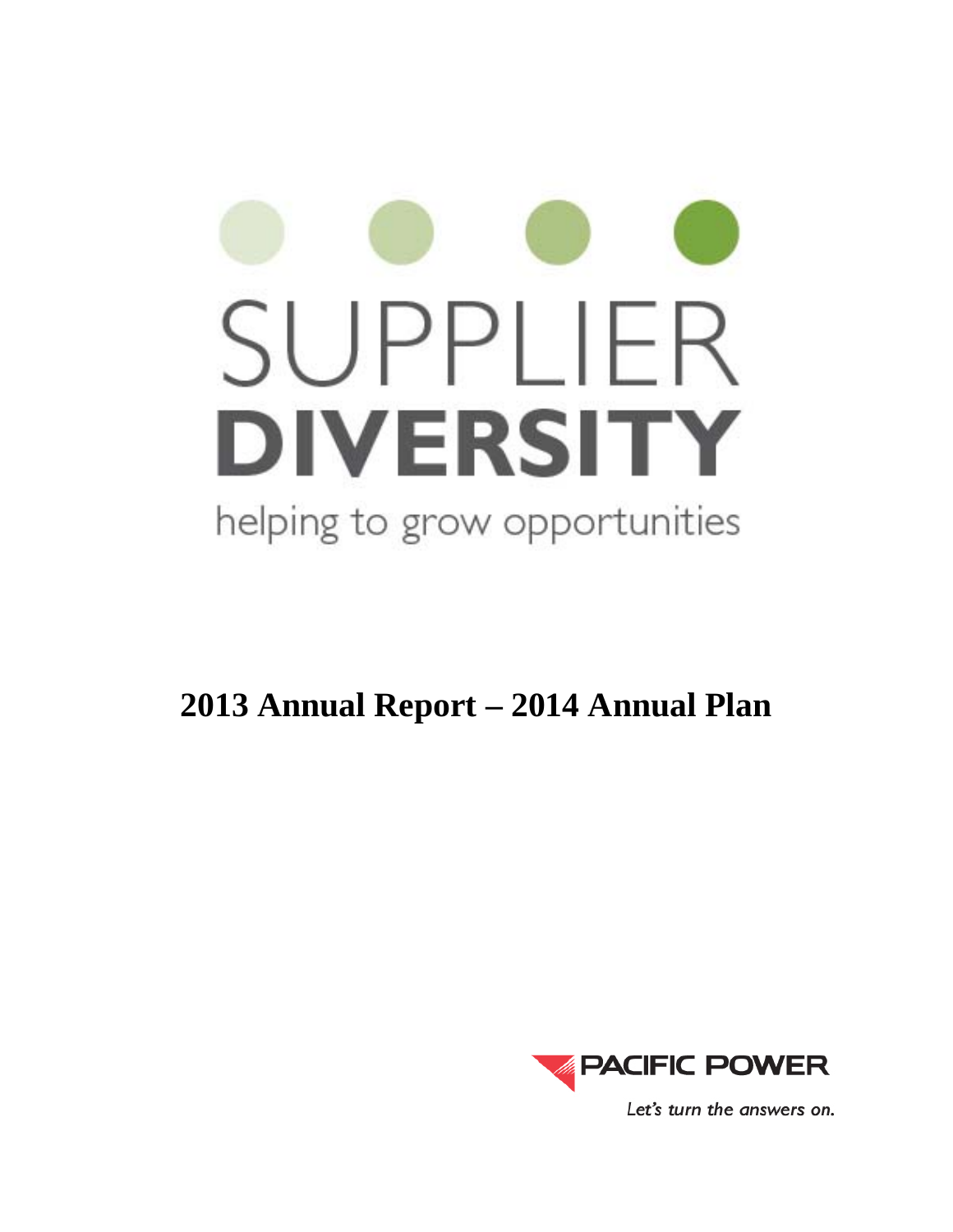# SUPPLIER DIVERSITY

helping to grow opportunities

## 2013 Annual Report – 2014 Annual Plan

PACIFIC POWER

*Let's turn the answers on.*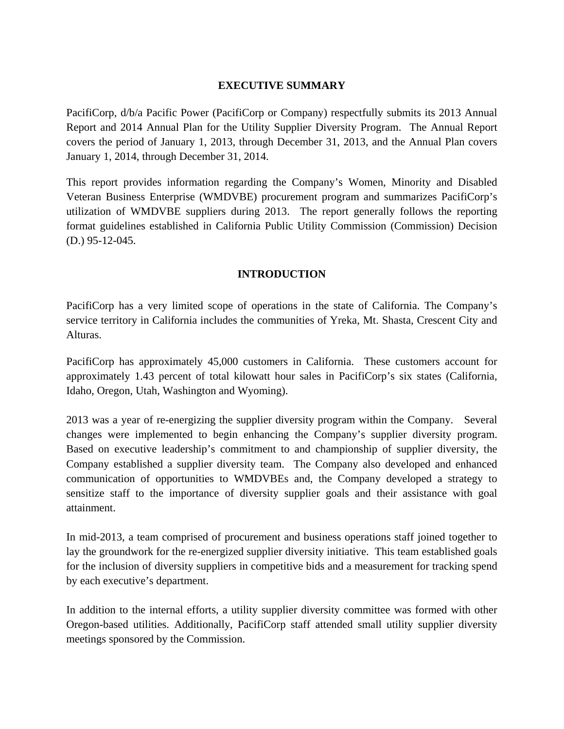## EXECUTIVE SUMMARY

PacifiCorp, d/b/a Pacific Power (PacifiCorp or Company) respectfully submits its 2013 Annual Report and 2014 Annual Plan for the Utility Supplier Diversity Program. The Annual Report covers the period of January 1, 2013, through December 31, 2013, and the Annual Plan covers January 1, 2014, through December 31, 2014.

This report provides information regarding the Company's Women, Minority and Disabled Veteran Business Enterprise (WMDVBE) procurement program and summarizes PacifiCorp's utilization of WMDVBE suppliers during 2013. The report generally follows the reporting format guidelines established in California Public Utility Commission (Commission) Decision (D.) 95-12-045.

## INTRODUCTION

PacifiCorp has a very limited scope of operations in the state of California. The Company's service territory in California includes the communities of Yreka, Mt. Shasta, Crescent City and Alturas.

PacifiCorp has approximately 45,000 customers in California. These customers account for approximately 1.43 percent of total kilowatt hour sales in PacifiCorp's six states (California, Idaho, Oregon, Utah, Washington and Wyoming).

2013 was a year of re-energizing the supplier diversity program within the Company. Several changes were implemented to begin enhancing the Company's supplier diversity program. Based on executive leadership's commitment to and championship of supplier diversity, the Company established a supplier diversity team. The Company also developed and enhanced communication of opportunities to WMDVBEs and, the Company developed a strategy to sensitize staff to the importance of diversity supplier goals and their assistance with goal attainment.

In mid-2013, a team comprised of procurement and business operations staff joined together to lay the groundwork for the re-energized supplier diversity initiative. This team established goals for the inclusion of diversity suppliers in competitive bids and a measurement for tracking spend by each executive's department.

In addition to the internal efforts, a utility supplier diversity committee was formed with other Oregon-based utilities. Additionally, PacifiCorp staff attended small utility supplier diversity meetings sponsored by the Commission.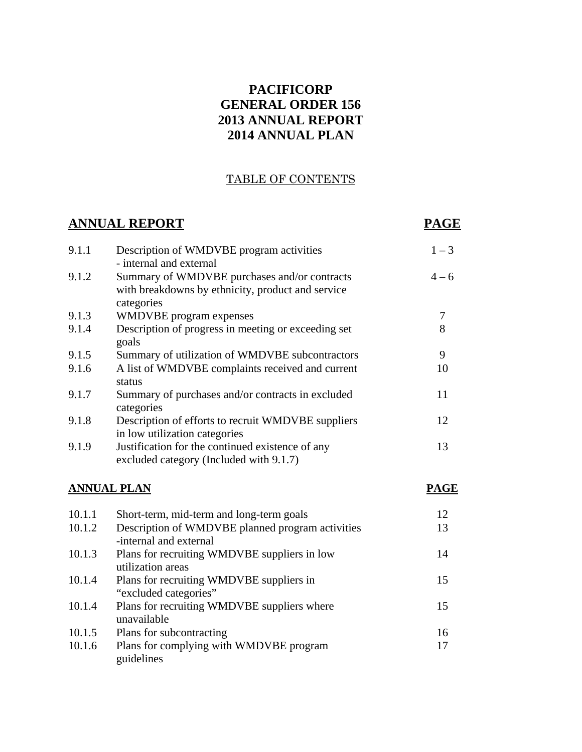# PACIFICORP
# GENERAL ORDER 156
# 2013 ANNUAL REPORT
# 2014 ANNUAL PLAN

TABLE OF CONTENTS

## ANNUAL REPORT

| | | PAGE |
|---|---|---|
| 9.1.1 | Description of WMDVBE program activities - internal and external | 1 – 3 |
| 9.1.2 | Summary of WMDVBE purchases and/or contracts with breakdowns by ethnicity, product and service categories | 4 – 6 |
| 9.1.3 | WMDVBE program expenses | 7 |
| 9.1.4 | Description of progress in meeting or exceeding set goals | 8 |
| 9.1.5 | Summary of utilization of WMDVBE subcontractors | 9 |
| 9.1.6 | A list of WMDVBE complaints received and current status | 10 |
| 9.1.7 | Summary of purchases and/or contracts in excluded categories | 11 |
| 9.1.8 | Description of efforts to recruit WMDVBE suppliers in low utilization categories | 12 |
| 9.1.9 | Justification for the continued existence of any excluded category (Included with 9.1.7) | 13 |

## ANNUAL PLAN

| | | PAGE |
|---|---|---|
| 10.1.1 | Short-term, mid-term and long-term goals | 12 |
| 10.1.2 | Description of WMDVBE planned program activities -internal and external | 13 |
| 10.1.3 | Plans for recruiting WMDVBE suppliers in low utilization areas | 14 |
| 10.1.4 | Plans for recruiting WMDVBE suppliers in "excluded categories" | 15 |
| 10.1.4 | Plans for recruiting WMDVBE suppliers where unavailable | 15 |
| 10.1.5 | Plans for subcontracting | 16 |
| 10.1.6 | Plans for complying with WMDVBE program guidelines | 17 |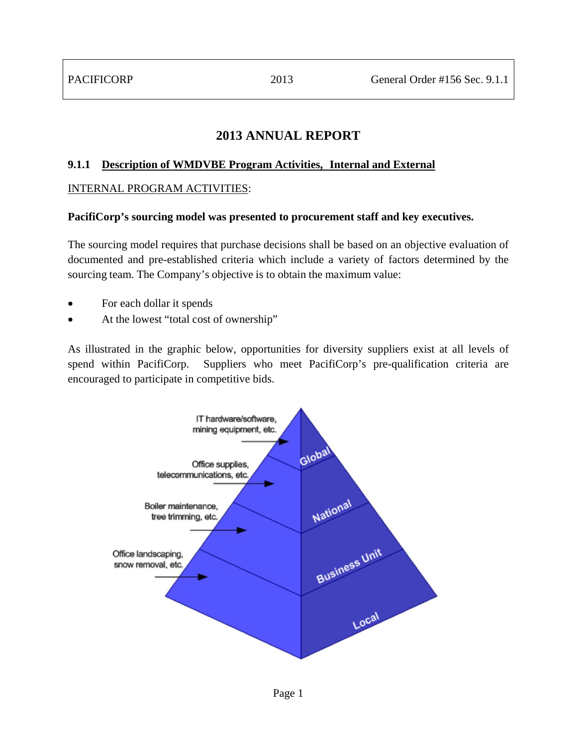# 2013 ANNUAL REPORT

## 9.1.1 Description of WMDVBE Program Activities, Internal and External

INTERNAL PROGRAM ACTIVITIES:

**PacifiCorp's sourcing model was presented to procurement staff and key executives.**

The sourcing model requires that purchase decisions shall be based on an objective evaluation of documented and pre-established criteria which include a variety of factors determined by the sourcing team. The Company's objective is to obtain the maximum value:

- For each dollar it spends
- At the lowest "total cost of ownership"

As illustrated in the graphic below, opportunities for diversity suppliers exist at all levels of spend within PacifiCorp. Suppliers who meet PacifiCorp's pre-qualification criteria are encouraged to participate in competitive bids.

IT hardware/software, mining equipment, etc.

Office supplies, telecommunications, etc.

Boiler maintenance, tree trimming, etc.

Office landscaping, snow removal, etc.

Global

National

Business Unit

Local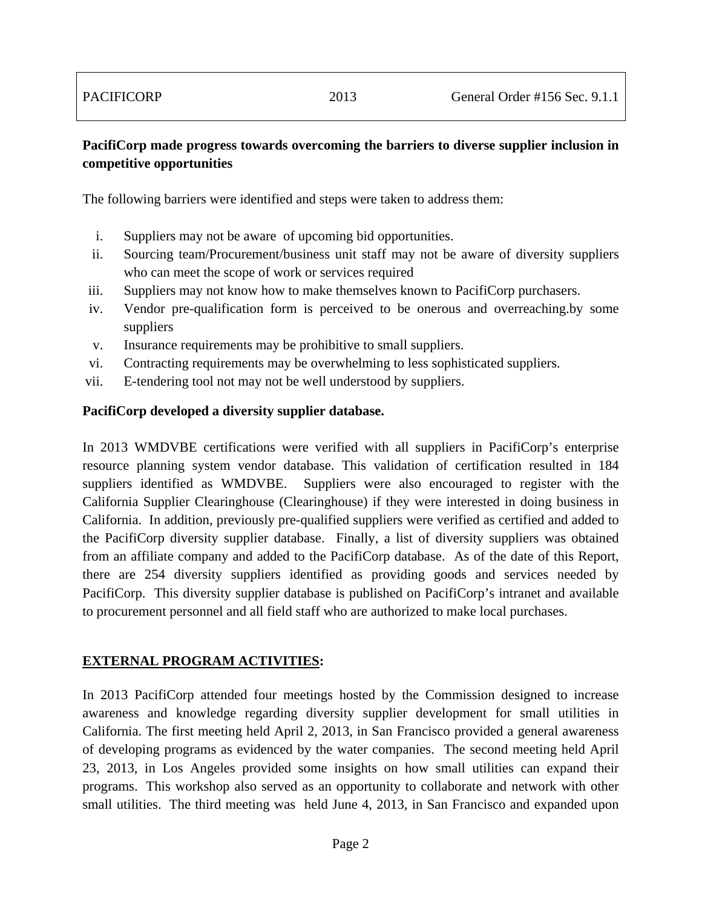**PacifiCorp made progress towards overcoming the barriers to diverse supplier inclusion in competitive opportunities**

The following barriers were identified and steps were taken to address them:

i. Suppliers may not be aware of upcoming bid opportunities.
ii. Sourcing team/Procurement/business unit staff may not be aware of diversity suppliers who can meet the scope of work or services required
iii. Suppliers may not know how to make themselves known to PacifiCorp purchasers.
iv. Vendor pre-qualification form is perceived to be onerous and overreaching.by some suppliers
v. Insurance requirements may be prohibitive to small suppliers.
vi. Contracting requirements may be overwhelming to less sophisticated suppliers.
vii. E-tendering tool not may not be well understood by suppliers.

**PacifiCorp developed a diversity supplier database.**

In 2013 WMDVBE certifications were verified with all suppliers in PacifiCorp's enterprise resource planning system vendor database. This validation of certification resulted in 184 suppliers identified as WMDVBE. Suppliers were also encouraged to register with the California Supplier Clearinghouse (Clearinghouse) if they were interested in doing business in California. In addition, previously pre-qualified suppliers were verified as certified and added to the PacifiCorp diversity supplier database. Finally, a list of diversity suppliers was obtained from an affiliate company and added to the PacifiCorp database. As of the date of this Report, there are 254 diversity suppliers identified as providing goods and services needed by PacifiCorp. This diversity supplier database is published on PacifiCorp's intranet and available to procurement personnel and all field staff who are authorized to make local purchases.

## EXTERNAL PROGRAM ACTIVITIES:

In 2013 PacifiCorp attended four meetings hosted by the Commission designed to increase awareness and knowledge regarding diversity supplier development for small utilities in California. The first meeting held April 2, 2013, in San Francisco provided a general awareness of developing programs as evidenced by the water companies. The second meeting held April 23, 2013, in Los Angeles provided some insights on how small utilities can expand their programs. This workshop also served as an opportunity to collaborate and network with other small utilities. The third meeting was held June 4, 2013, in San Francisco and expanded upon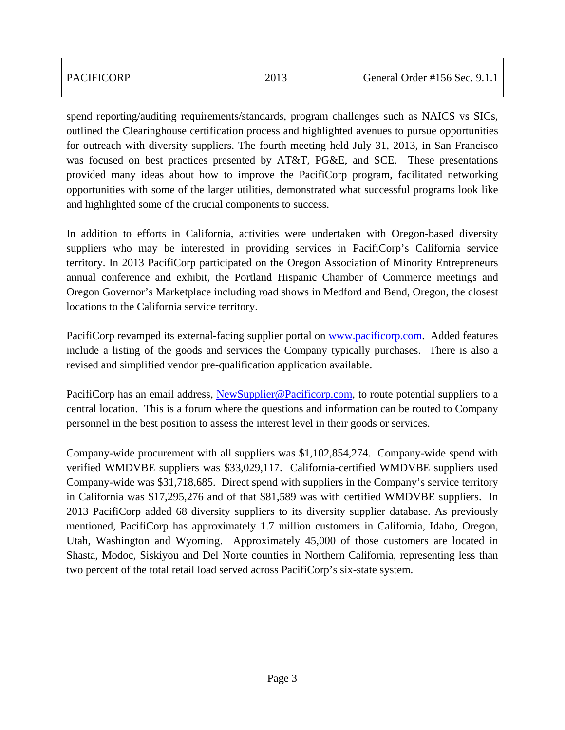spend reporting/auditing requirements/standards, program challenges such as NAICS vs SICs, outlined the Clearinghouse certification process and highlighted avenues to pursue opportunities for outreach with diversity suppliers. The fourth meeting held July 31, 2013, in San Francisco was focused on best practices presented by AT&T, PG&E, and SCE. These presentations provided many ideas about how to improve the PacifiCorp program, facilitated networking opportunities with some of the larger utilities, demonstrated what successful programs look like and highlighted some of the crucial components to success.

In addition to efforts in California, activities were undertaken with Oregon-based diversity suppliers who may be interested in providing services in PacifiCorp's California service territory. In 2013 PacifiCorp participated on the Oregon Association of Minority Entrepreneurs annual conference and exhibit, the Portland Hispanic Chamber of Commerce meetings and Oregon Governor's Marketplace including road shows in Medford and Bend, Oregon, the closest locations to the California service territory.

PacifiCorp revamped its external-facing supplier portal on www.pacificorp.com. Added features include a listing of the goods and services the Company typically purchases. There is also a revised and simplified vendor pre-qualification application available.

PacifiCorp has an email address, NewSupplier@Pacificorp.com, to route potential suppliers to a central location. This is a forum where the questions and information can be routed to Company personnel in the best position to assess the interest level in their goods or services.

Company-wide procurement with all suppliers was $1,102,854,274. Company-wide spend with verified WMDVBE suppliers was $33,029,117. California-certified WMDVBE suppliers used Company-wide was $31,718,685. Direct spend with suppliers in the Company's service territory in California was $17,295,276 and of that $81,589 was with certified WMDVBE suppliers. In 2013 PacifiCorp added 68 diversity suppliers to its diversity supplier database. As previously mentioned, PacifiCorp has approximately 1.7 million customers in California, Idaho, Oregon, Utah, Washington and Wyoming. Approximately 45,000 of those customers are located in Shasta, Modoc, Siskiyou and Del Norte counties in Northern California, representing less than two percent of the total retail load served across PacifiCorp's six-state system.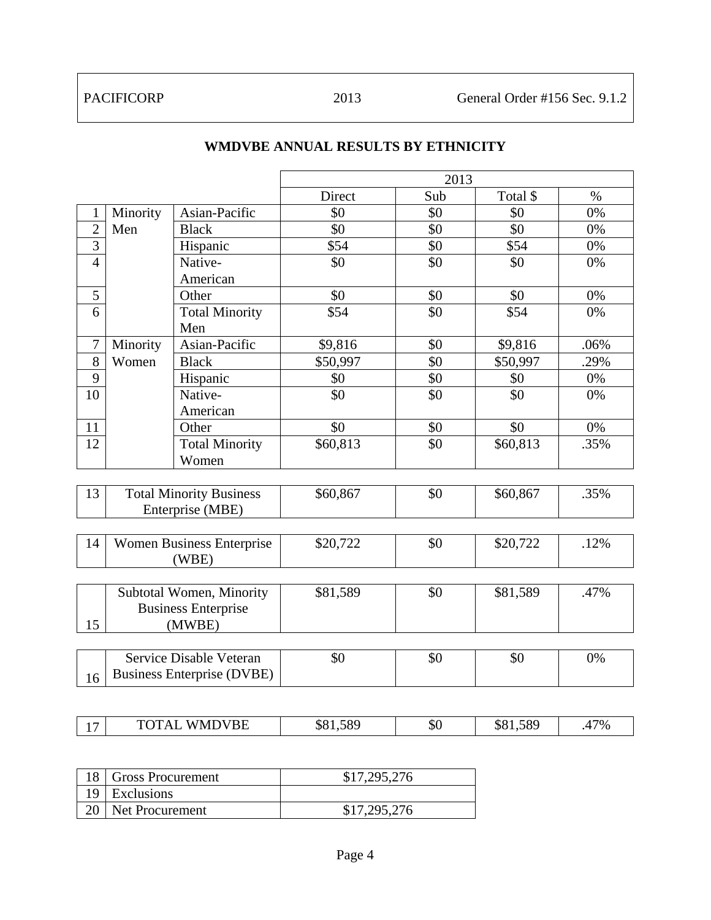| PACIFICORP | 2013 | General Order #156 Sec. 9.1.2 |
|---|---|---|

## WMDVBE ANNUAL RESULTS BY ETHNICITY

| | | | 2013 | | | |
|---|---|---|---|---|---|---|
| | | | Direct | Sub | Total $ | % |
| 1 | Minority Men | Asian-Pacific | $0 | $0 | $0 | 0% |
| 2 | | Black | $0 | $0 | $0 | 0% |
| 3 | | Hispanic | $54 | $0 | $54 | 0% |
| 4 | | Native-American | $0 | $0 | $0 | 0% |
| 5 | | Other | $0 | $0 | $0 | 0% |
| 6 | | Total Minority Men | $54 | $0 | $54 | 0% |
| 7 | Minority Women | Asian-Pacific | $9,816 | $0 | $9,816 | .06% |
| 8 | | Black | $50,997 | $0 | $50,997 | .29% |
| 9 | | Hispanic | $0 | $0 | $0 | 0% |
| 10 | | Native-American | $0 | $0 | $0 | 0% |
| 11 | | Other | $0 | $0 | $0 | 0% |
| 12 | | Total Minority Women | $60,813 | $0 | $60,813 | .35% |
| 13 | Total Minority Business Enterprise (MBE) | | $60,867 | $0 | $60,867 | .35% |
| 14 | Women Business Enterprise (WBE) | | $20,722 | $0 | $20,722 | .12% |
| 15 | Subtotal Women, Minority Business Enterprise (MWBE) | | $81,589 | $0 | $81,589 | .47% |
| 16 | Service Disable Veteran Business Enterprise (DVBE) | | $0 | $0 | $0 | 0% |
| 17 | TOTAL WMDVBE | | $81,589 | $0 | $81,589 | .47% |

| | | |
|---|---|---|
| 18 | Gross Procurement | $17,295,276 |
| 19 | Exclusions | |
| 20 | Net Procurement | $17,295,276 |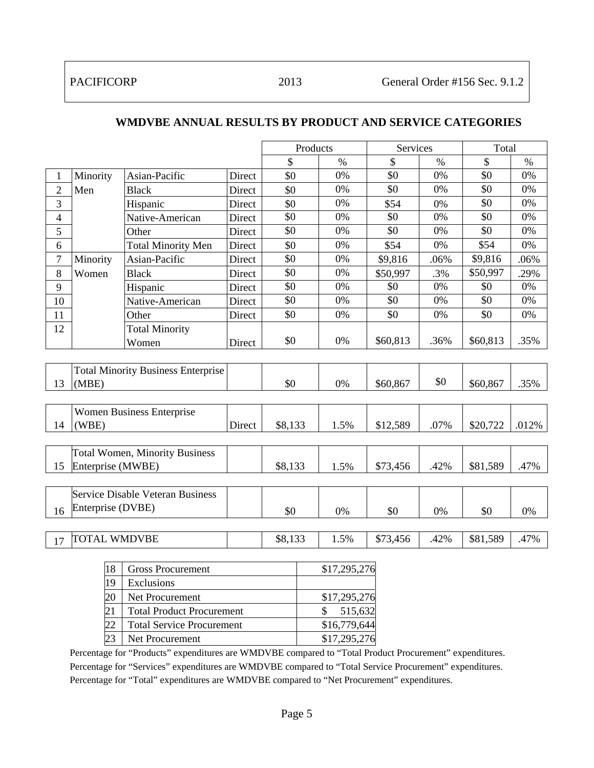| PACIFICORP | 2013 | General Order #156 Sec. 9.1.2 |
|---|---|---|

## WMDVBE ANNUAL RESULTS BY PRODUCT AND SERVICE CATEGORIES

| | | | | Products | | Services | | Total | |
|---|---|---|---|---|---|---|---|---|---|
| | | | | $ | % | $ | % | $ | % |
| 1 | Minority Men | Asian-Pacific | Direct | $0 | 0% | $0 | 0% | $0 | 0% |
| 2 | | Black | Direct | $0 | 0% | $0 | 0% | $0 | 0% |
| 3 | | Hispanic | Direct | $0 | 0% | $54 | 0% | $0 | 0% |
| 4 | | Native-American | Direct | $0 | 0% | $0 | 0% | $0 | 0% |
| 5 | | Other | Direct | $0 | 0% | $0 | 0% | $0 | 0% |
| 6 | | Total Minority Men | Direct | $0 | 0% | $54 | 0% | $54 | 0% |
| 7 | Minority Women | Asian-Pacific | Direct | $0 | 0% | $9,816 | .06% | $9,816 | .06% |
| 8 | | Black | Direct | $0 | 0% | $50,997 | .3% | $50,997 | .29% |
| 9 | | Hispanic | Direct | $0 | 0% | $0 | 0% | $0 | 0% |
| 10 | | Native-American | Direct | $0 | 0% | $0 | 0% | $0 | 0% |
| 11 | | Other | Direct | $0 | 0% | $0 | 0% | $0 | 0% |
| 12 | | Total Minority Women | Direct | $0 | 0% | $60,813 | .36% | $60,813 | .35% |
| 13 | Total Minority Business Enterprise (MBE) | | | $0 | 0% | $60,867 | $0 | $60,867 | .35% |
| 14 | Women Business Enterprise (WBE) | | Direct | $8,133 | 1.5% | $12,589 | .07% | $20,722 | .012% |
| 15 | Total Women, Minority Business Enterprise (MWBE) | | | $8,133 | 1.5% | $73,456 | .42% | $81,589 | .47% |
| 16 | Service Disable Veteran Business Enterprise (DVBE) | | | $0 | 0% | $0 | 0% | $0 | 0% |
| 17 | TOTAL WMDVBE | | | $8,133 | 1.5% | $73,456 | .42% | $81,589 | .47% |

| | | |
|---|---|---|
| 18 | Gross Procurement | $17,295,276 |
| 19 | Exclusions | |
| 20 | Net Procurement | $17,295,276 |
| 21 | Total Product Procurement | $ 515,632 |
| 22 | Total Service Procurement | $16,779,644 |
| 23 | Net Procurement | $17,295,276 |

Percentage for "Products" expenditures are WMDVBE compared to "Total Product Procurement" expenditures.
Percentage for "Services" expenditures are WMDVBE compared to "Total Service Procurement" expenditures.
Percentage for "Total" expenditures are WMDVBE compared to "Net Procurement" expenditures.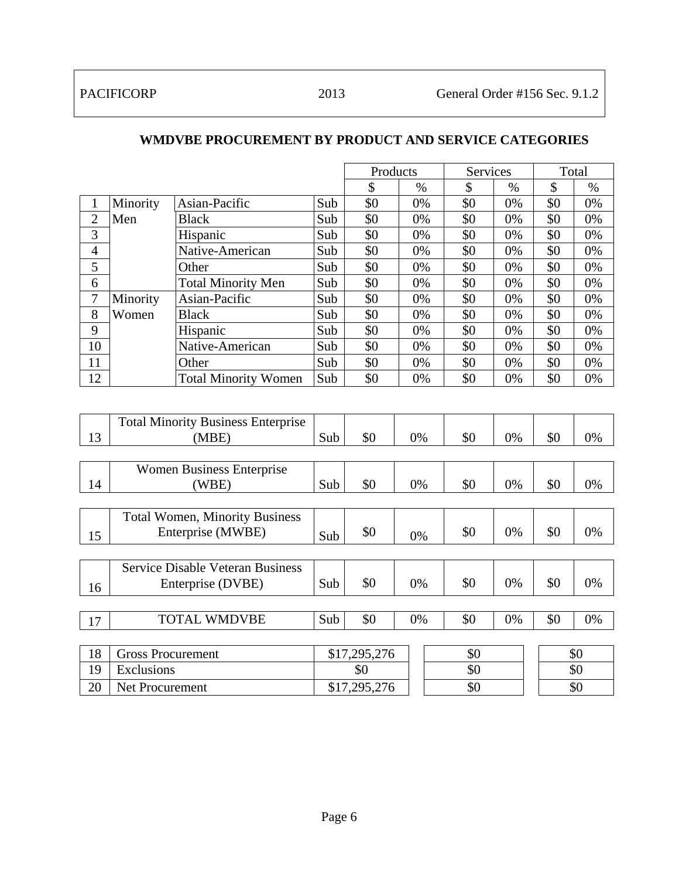| PACIFICORP | 2013 | General Order #156 Sec. 9.1.2 |
|---|---|---|

## WMDVBE PROCUREMENT BY PRODUCT AND SERVICE CATEGORIES

| | | | | Products | | Services | | Total | |
|---|---|---|---|---|---|---|---|---|---|
| | | | | $ | % | $ | % | $ | % |
| 1 | Minority Men | Asian-Pacific | Sub | $0 | 0% | $0 | 0% | $0 | 0% |
| 2 | | Black | Sub | $0 | 0% | $0 | 0% | $0 | 0% |
| 3 | | Hispanic | Sub | $0 | 0% | $0 | 0% | $0 | 0% |
| 4 | | Native-American | Sub | $0 | 0% | $0 | 0% | $0 | 0% |
| 5 | | Other | Sub | $0 | 0% | $0 | 0% | $0 | 0% |
| 6 | | Total Minority Men | Sub | $0 | 0% | $0 | 0% | $0 | 0% |
| 7 | Minority Women | Asian-Pacific | Sub | $0 | 0% | $0 | 0% | $0 | 0% |
| 8 | | Black | Sub | $0 | 0% | $0 | 0% | $0 | 0% |
| 9 | | Hispanic | Sub | $0 | 0% | $0 | 0% | $0 | 0% |
| 10 | | Native-American | Sub | $0 | 0% | $0 | 0% | $0 | 0% |
| 11 | | Other | Sub | $0 | 0% | $0 | 0% | $0 | 0% |
| 12 | | Total Minority Women | Sub | $0 | 0% | $0 | 0% | $0 | 0% |
| 13 | Total Minority Business Enterprise (MBE) | | Sub | $0 | 0% | $0 | 0% | $0 | 0% |
| 14 | Women Business Enterprise (WBE) | | Sub | $0 | 0% | $0 | 0% | $0 | 0% |
| 15 | Total Women, Minority Business Enterprise (MWBE) | | Sub | $0 | 0% | $0 | 0% | $0 | 0% |
| 16 | Service Disable Veteran Business Enterprise (DVBE) | | Sub | $0 | 0% | $0 | 0% | $0 | 0% |
| 17 | TOTAL WMDVBE | | Sub | $0 | 0% | $0 | 0% | $0 | 0% |

| | | Products | Services | Total |
|---|---|---|---|---|
| 18 | Gross Procurement | $17,295,276 | $0 | $0 |
| 19 | Exclusions | $0 | $0 | $0 |
| 20 | Net Procurement | $17,295,276 | $0 | $0 |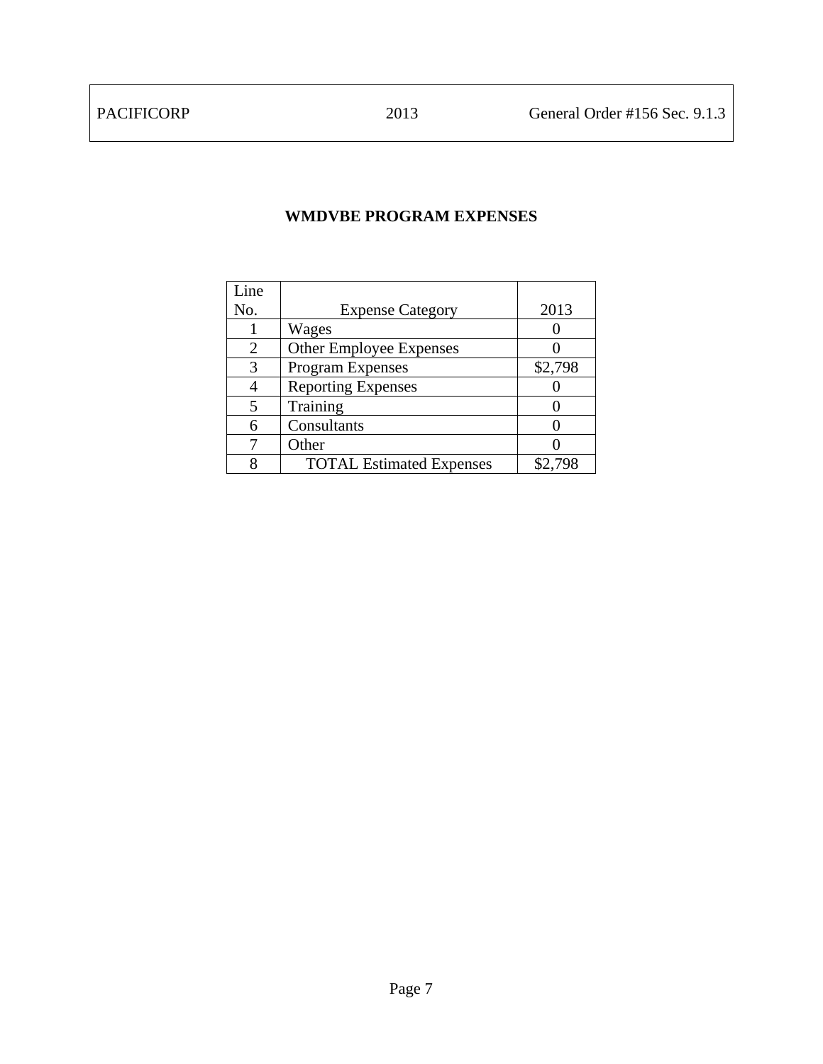## WMDVBE PROGRAM EXPENSES

| Line No. | Expense Category | 2013 |
|---|---|---|
| 1 | Wages | 0 |
| 2 | Other Employee Expenses | 0 |
| 3 | Program Expenses | $2,798 |
| 4 | Reporting Expenses | 0 |
| 5 | Training | 0 |
| 6 | Consultants | 0 |
| 7 | Other | 0 |
| 8 | TOTAL Estimated Expenses | $2,798 |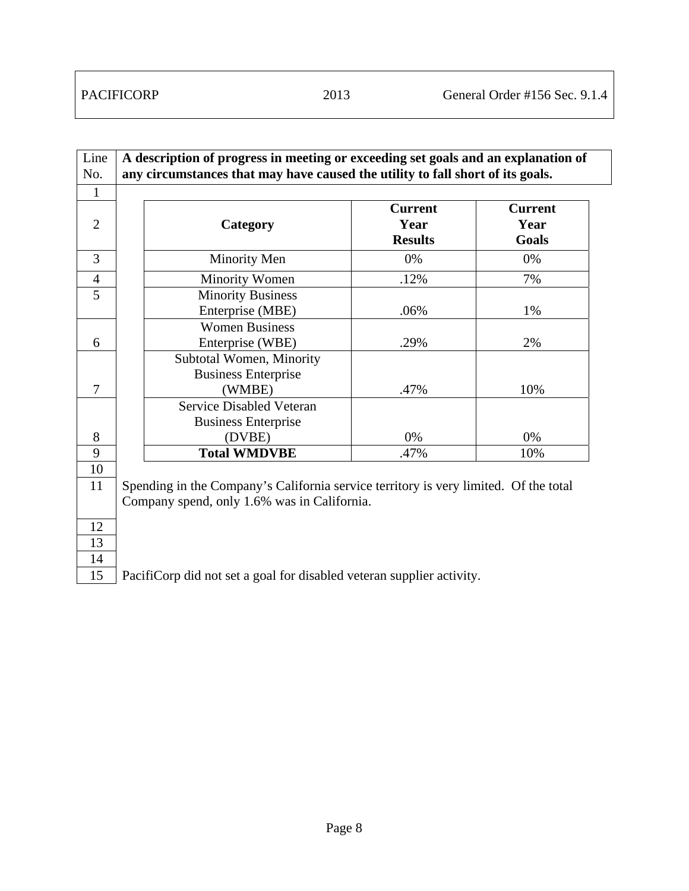| PACIFICORP | 2013 | General Order #156 Sec. 9.1.4 |
|---|---|---|

| Line No. | A description of progress in meeting or exceeding set goals and an explanation of any circumstances that may have caused the utility to fall short of its goals. | | |
|---|---|---|---|
| 1 | | | |
| 2 | **Category** | **Current Year Results** | **Current Year Goals** |
| 3 | Minority Men | 0% | 0% |
| 4 | Minority Women | .12% | 7% |
| 5 | Minority Business Enterprise (MBE) | .06% | 1% |
| 6 | Women Business Enterprise (WBE) | .29% | 2% |
| 7 | Subtotal Women, Minority Business Enterprise (WMBE) | .47% | 10% |
| 8 | Service Disabled Veteran Business Enterprise (DVBE) | 0% | 0% |
| 9 | **Total WMDVBE** | .47% | 10% |
| 10 | | | |
| 11 | Spending in the Company's California service territory is very limited. Of the total Company spend, only 1.6% was in California. | | |
| 12 | | | |
| 13 | | | |
| 14 | | | |
| 15 | PacifiCorp did not set a goal for disabled veteran supplier activity. | | |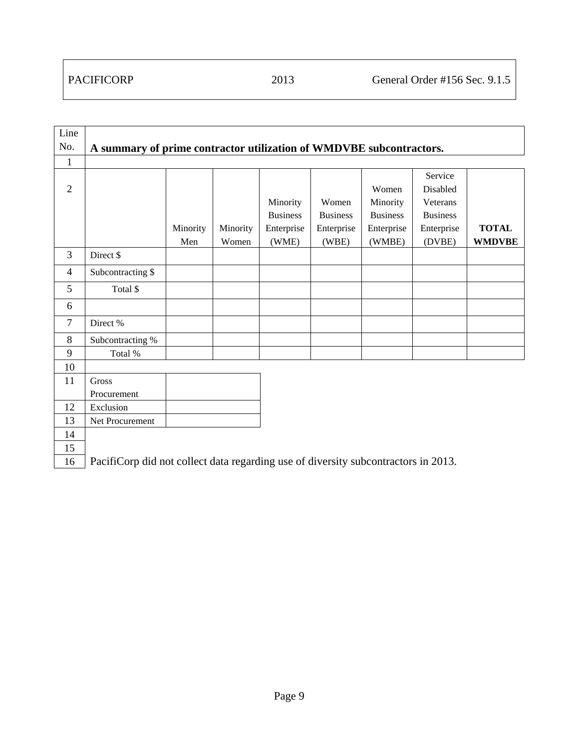| PACIFICORP | 2013 | General Order #156 Sec. 9.1.5 |
|---|---|---|

| Line No. | **A summary of prime contractor utilization of WMDVBE subcontractors.** | | | | | | | |
|---|---|---|---|---|---|---|---|---|
| 1 | | | | | | | | |
| 2 | | Minority Men | Minority Women | Minority Business Enterprise (WME) | Women Business Enterprise (WBE) | Women Minority Business Enterprise (WMBE) | Service Disabled Veterans Business Enterprise (DVBE) | **TOTAL WMDVBE** |
| 3 | Direct $ | | | | | | | |
| 4 | Subcontracting $ | | | | | | | |
| 5 | Total $ | | | | | | | |
| 6 | | | | | | | | |
| 7 | Direct % | | | | | | | |
| 8 | Subcontracting % | | | | | | | |
| 9 | Total % | | | | | | | |
| 10 | | | | | | | | |
| 11 | Gross Procurement | | | | | | | |
| 12 | Exclusion | | | | | | | |
| 13 | Net Procurement | | | | | | | |
| 14 | | | | | | | | |
| 15 | | | | | | | | |
| 16 | PacifiCorp did not collect data regarding use of diversity subcontractors in 2013. | | | | | | | |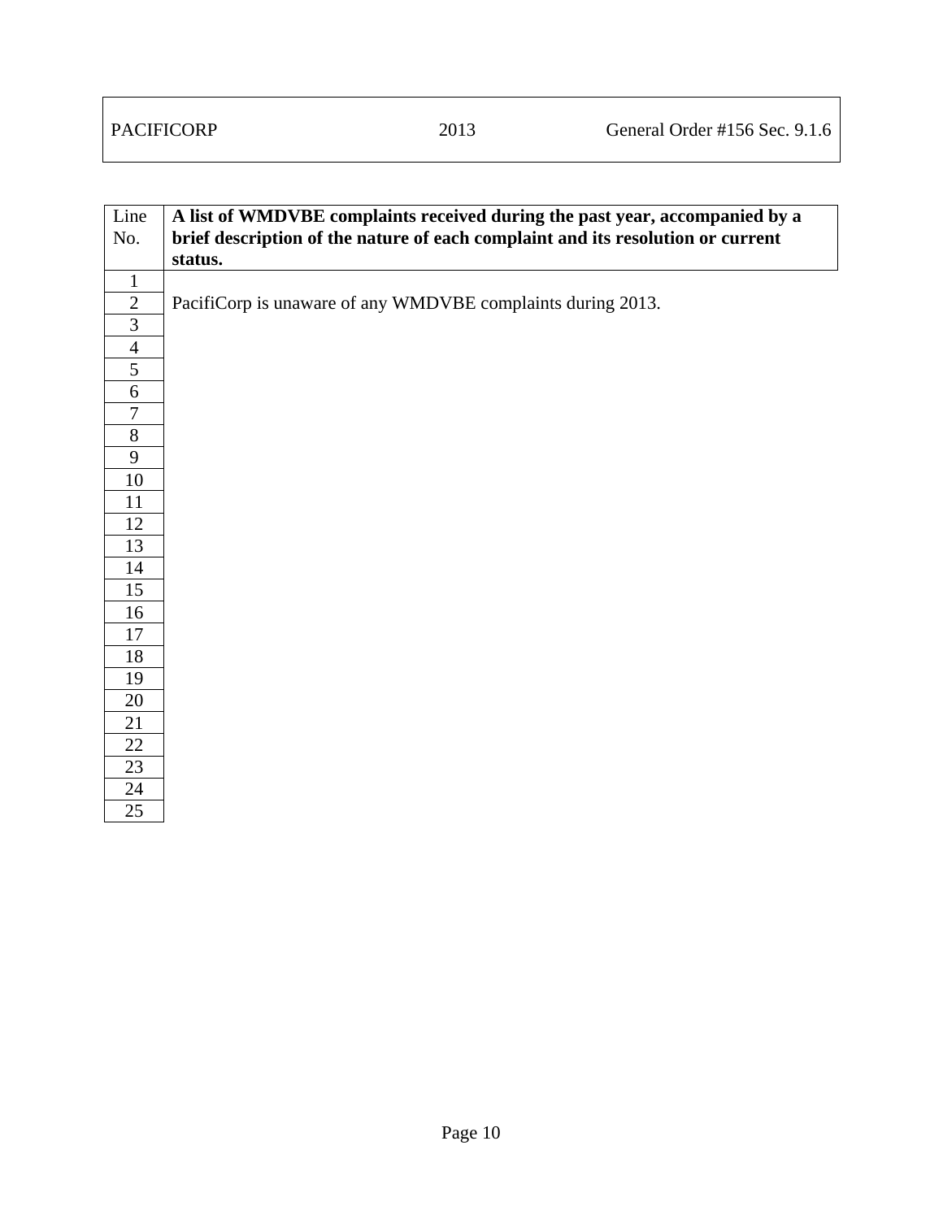| PACIFICORP | 2013 | General Order #156 Sec. 9.1.6 |
|---|---|---|

| Line No. | **A list of WMDVBE complaints received during the past year, accompanied by a brief description of the nature of each complaint and its resolution or current status.** |
|---|---|
| 1 | |
| 2 | PacifiCorp is unaware of any WMDVBE complaints during 2013. |
| 3 | |
| 4 | |
| 5 | |
| 6 | |
| 7 | |
| 8 | |
| 9 | |
| 10 | |
| 11 | |
| 12 | |
| 13 | |
| 14 | |
| 15 | |
| 16 | |
| 17 | |
| 18 | |
| 19 | |
| 20 | |
| 21 | |
| 22 | |
| 23 | |
| 24 | |
| 25 | |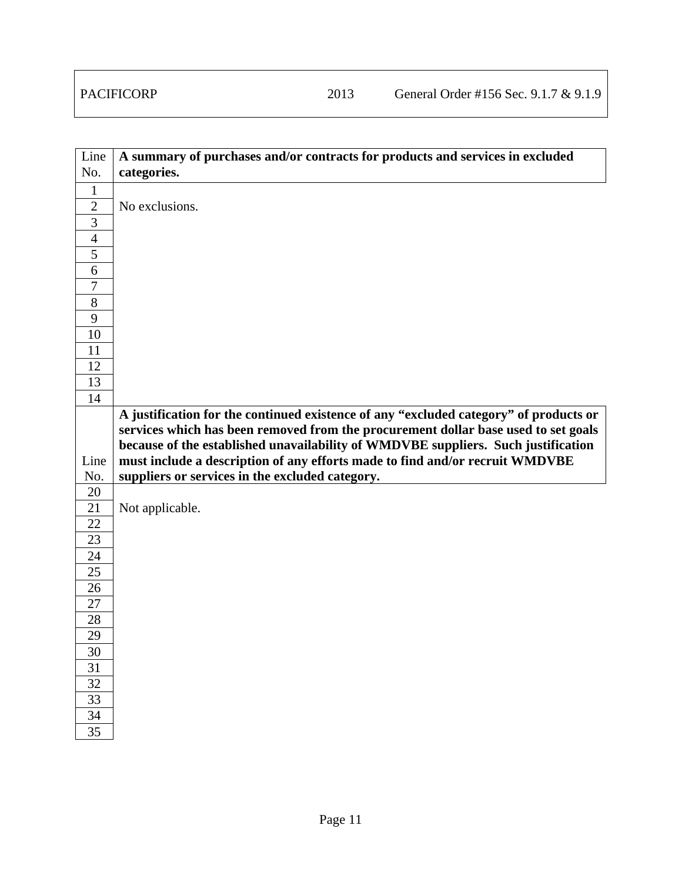| PACIFICORP | 2013 | General Order #156 Sec. 9.1.7 & 9.1.9 |
|---|---|---|

| Line No. | **A summary of purchases and/or contracts for products and services in excluded categories.** |
|---|---|
| 1 | |
| 2 | No exclusions. |
| 3 | |
| 4 | |
| 5 | |
| 6 | |
| 7 | |
| 8 | |
| 9 | |
| 10 | |
| 11 | |
| 12 | |
| 13 | |
| 14 | |

| Line No. | **A justification for the continued existence of any "excluded category" of products or services which has been removed from the procurement dollar base used to set goals because of the established unavailability of WMDVBE suppliers. Such justification must include a description of any efforts made to find and/or recruit WMDVBE suppliers or services in the excluded category.** |
|---|---|
| 20 | |
| 21 | Not applicable. |
| 22 | |
| 23 | |
| 24 | |
| 25 | |
| 26 | |
| 27 | |
| 28 | |
| 29 | |
| 30 | |
| 31 | |
| 32 | |
| 33 | |
| 34 | |
| 35 | |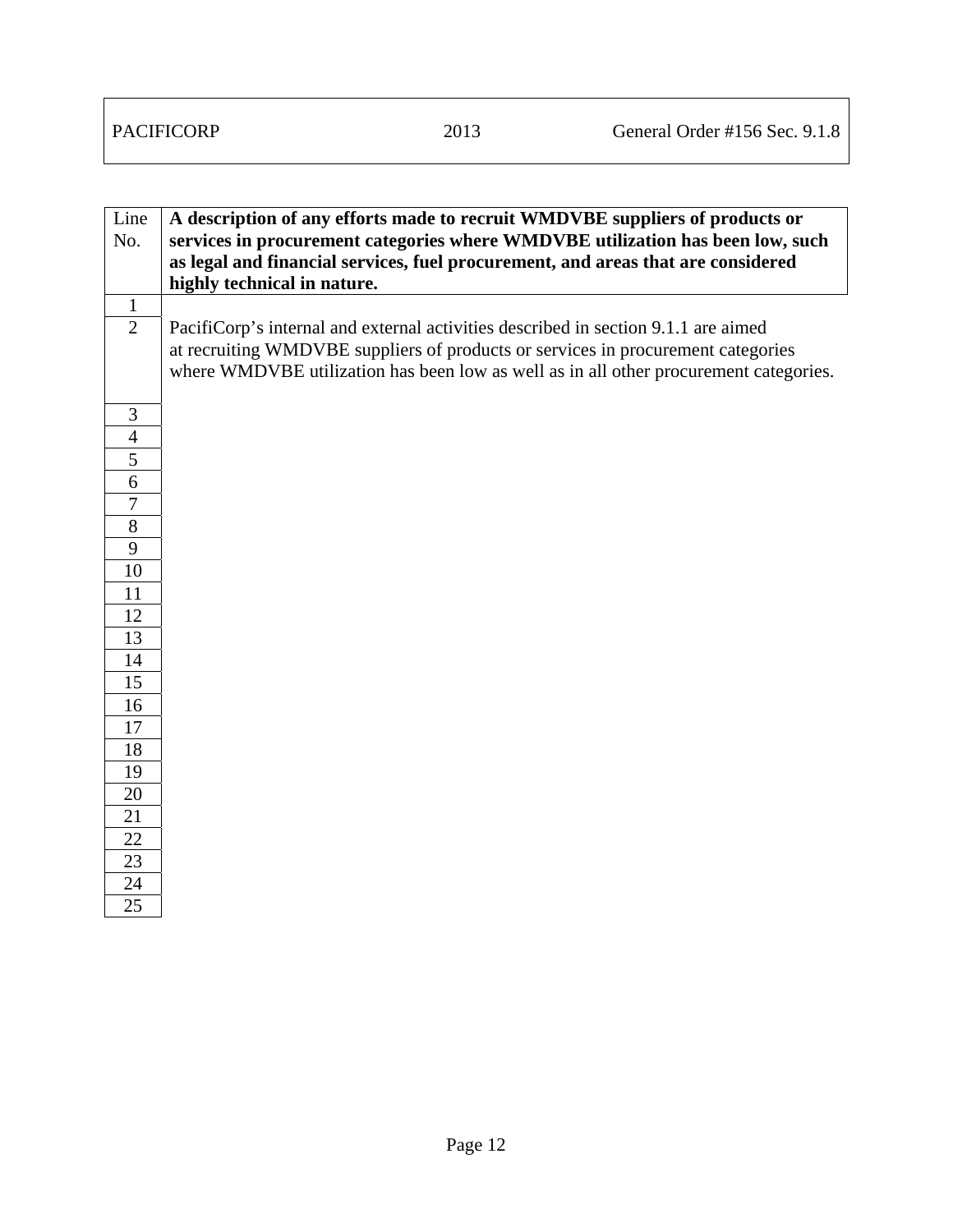| PACIFICORP | 2013 | General Order #156 Sec. 9.1.8 |
| --- | --- | --- |

| Line No. | **A description of any efforts made to recruit WMDVBE suppliers of products or services in procurement categories where WMDVBE utilization has been low, such as legal and financial services, fuel procurement, and areas that are considered highly technical in nature.** |
| --- | --- |
| 1 | |
| 2 | PacifiCorp's internal and external activities described in section 9.1.1 are aimed at recruiting WMDVBE suppliers of products or services in procurement categories where WMDVBE utilization has been low as well as in all other procurement categories. |
| 3 | |
| 4 | |
| 5 | |
| 6 | |
| 7 | |
| 8 | |
| 9 | |
| 10 | |
| 11 | |
| 12 | |
| 13 | |
| 14 | |
| 15 | |
| 16 | |
| 17 | |
| 18 | |
| 19 | |
| 20 | |
| 21 | |
| 22 | |
| 23 | |
| 24 | |
| 25 | |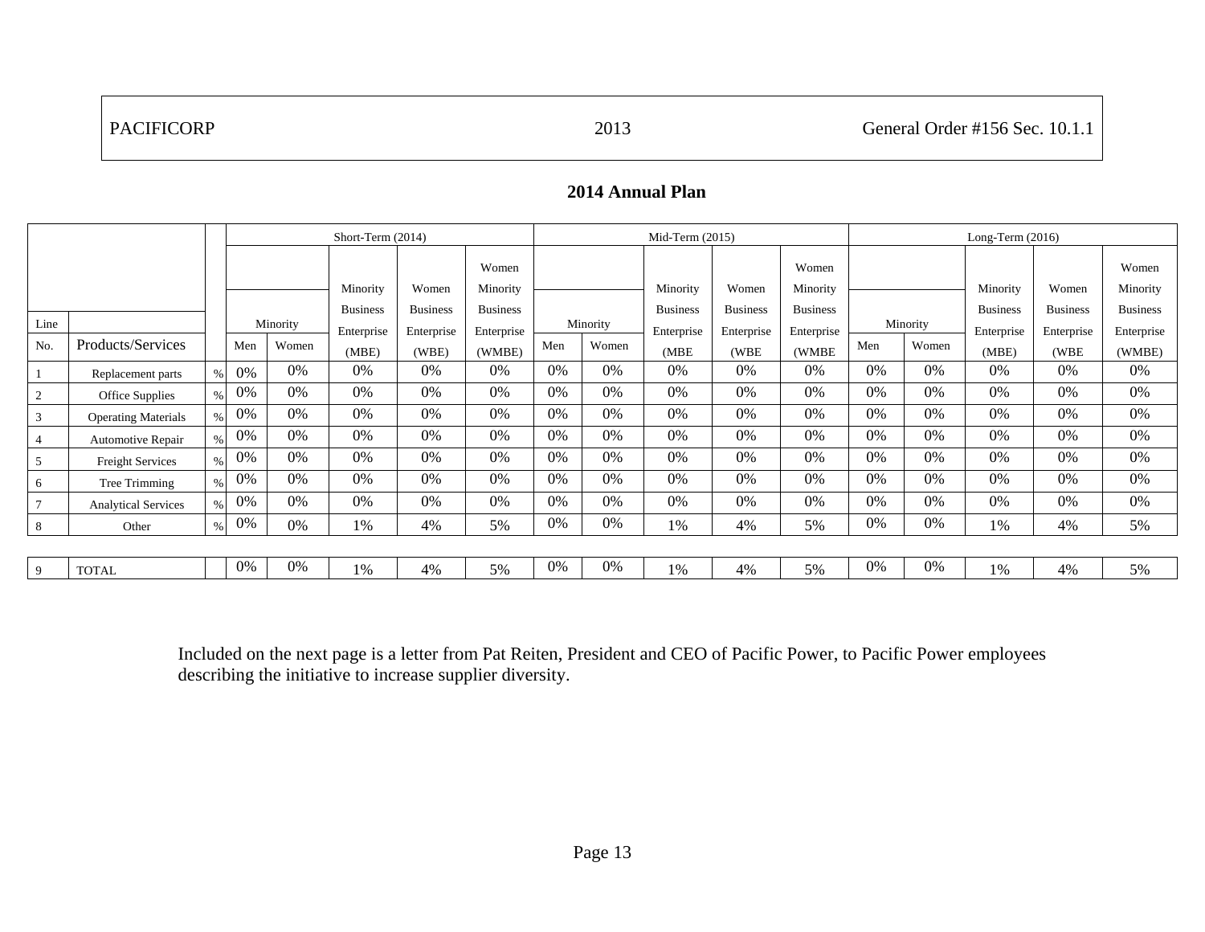| PACIFICORP | 2013 | General Order #156 Sec. 10.1.1 |
|---|---|---|

## 2014 Annual Plan

| | | | Short-Term (2014) | | | | | Mid-Term (2015) | | | | | Long-Term (2016) | | | | |
|---|---|---|---|---|---|---|---|---|---|---|---|---|---|---|---|---|---|
| Line No. | Products/Services | | Minority Men | Minority Women | Minority Business Enterprise (MBE) | Women Business Enterprise (WBE) | Women Minority Business Enterprise (WMBE) | Minority Men | Minority Women | Minority Business Enterprise (MBE | Women Business Enterprise (WBE | Women Minority Business Enterprise (WMBE | Minority Men | Minority Women | Minority Business Enterprise (MBE) | Women Business Enterprise (WBE | Women Minority Business Enterprise (WMBE) |
| 1 | Replacement parts | % | 0% | 0% | 0% | 0% | 0% | 0% | 0% | 0% | 0% | 0% | 0% | 0% | 0% | 0% | 0% |
| 2 | Office Supplies | % | 0% | 0% | 0% | 0% | 0% | 0% | 0% | 0% | 0% | 0% | 0% | 0% | 0% | 0% | 0% |
| 3 | Operating Materials | % | 0% | 0% | 0% | 0% | 0% | 0% | 0% | 0% | 0% | 0% | 0% | 0% | 0% | 0% | 0% |
| 4 | Automotive Repair | % | 0% | 0% | 0% | 0% | 0% | 0% | 0% | 0% | 0% | 0% | 0% | 0% | 0% | 0% | 0% |
| 5 | Freight Services | % | 0% | 0% | 0% | 0% | 0% | 0% | 0% | 0% | 0% | 0% | 0% | 0% | 0% | 0% | 0% |
| 6 | Tree Trimming | % | 0% | 0% | 0% | 0% | 0% | 0% | 0% | 0% | 0% | 0% | 0% | 0% | 0% | 0% | 0% |
| 7 | Analytical Services | % | 0% | 0% | 0% | 0% | 0% | 0% | 0% | 0% | 0% | 0% | 0% | 0% | 0% | 0% | 0% |
| 8 | Other | % | 0% | 0% | 1% | 4% | 5% | 0% | 0% | 1% | 4% | 5% | 0% | 0% | 1% | 4% | 5% |
| 9 | TOTAL | | 0% | 0% | 1% | 4% | 5% | 0% | 0% | 1% | 4% | 5% | 0% | 0% | 1% | 4% | 5% |

Included on the next page is a letter from Pat Reiten, President and CEO of Pacific Power, to Pacific Power employees describing the initiative to increase supplier diversity.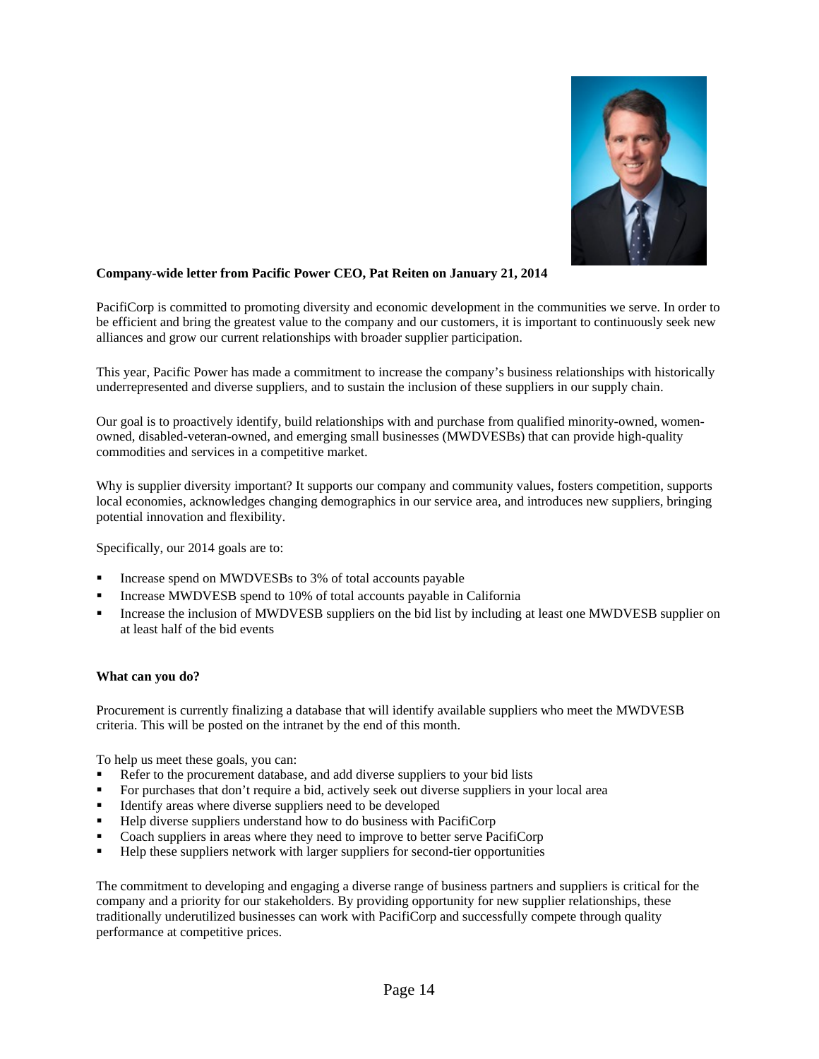**Company-wide letter from Pacific Power CEO, Pat Reiten on January 21, 2014**

PacifiCorp is committed to promoting diversity and economic development in the communities we serve. In order to be efficient and bring the greatest value to the company and our customers, it is important to continuously seek new alliances and grow our current relationships with broader supplier participation.

This year, Pacific Power has made a commitment to increase the company's business relationships with historically underrepresented and diverse suppliers, and to sustain the inclusion of these suppliers in our supply chain.

Our goal is to proactively identify, build relationships with and purchase from qualified minority-owned, women-owned, disabled-veteran-owned, and emerging small businesses (MWDVESBs) that can provide high-quality commodities and services in a competitive market.

Why is supplier diversity important? It supports our company and community values, fosters competition, supports local economies, acknowledges changing demographics in our service area, and introduces new suppliers, bringing potential innovation and flexibility.

Specifically, our 2014 goals are to:

- Increase spend on MWDVESBs to 3% of total accounts payable
- Increase MWDVESB spend to 10% of total accounts payable in California
- Increase the inclusion of MWDVESB suppliers on the bid list by including at least one MWDVESB supplier on at least half of the bid events

**What can you do?**

Procurement is currently finalizing a database that will identify available suppliers who meet the MWDVESB criteria. This will be posted on the intranet by the end of this month.

To help us meet these goals, you can:

- Refer to the procurement database, and add diverse suppliers to your bid lists
- For purchases that don't require a bid, actively seek out diverse suppliers in your local area
- Identify areas where diverse suppliers need to be developed
- Help diverse suppliers understand how to do business with PacifiCorp
- Coach suppliers in areas where they need to improve to better serve PacifiCorp
- Help these suppliers network with larger suppliers for second-tier opportunities

The commitment to developing and engaging a diverse range of business partners and suppliers is critical for the company and a priority for our stakeholders. By providing opportunity for new supplier relationships, these traditionally underutilized businesses can work with PacifiCorp and successfully compete through quality performance at competitive prices.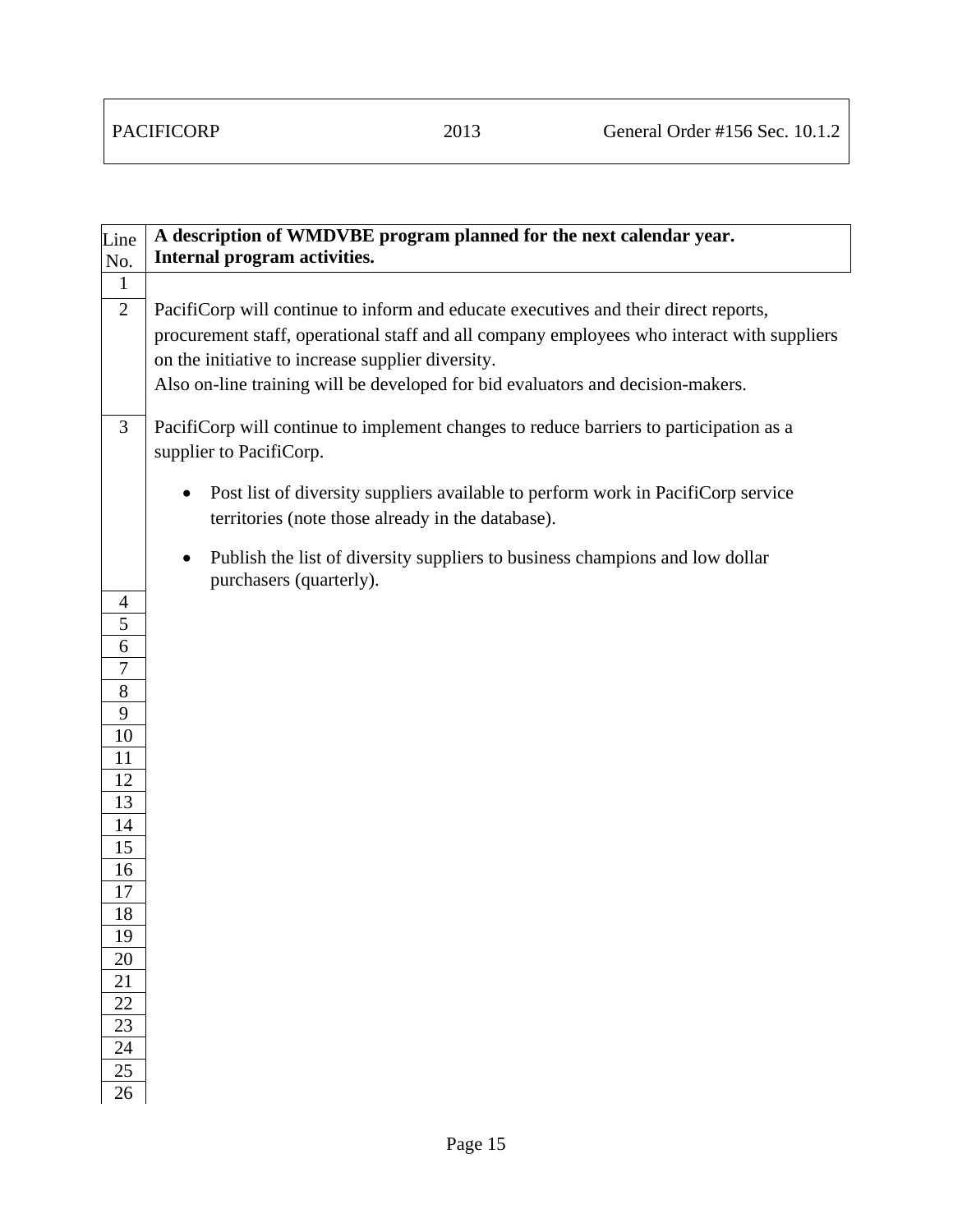| PACIFICORP | 2013 | General Order #156 Sec. 10.1.2 |
| --- | --- | --- |

| Line No. | A description of WMDVBE program planned for the next calendar year. Internal program activities. |
| --- | --- |
| 1 | |
| 2 | PacifiCorp will continue to inform and educate executives and their direct reports, procurement staff, operational staff and all company employees who interact with suppliers on the initiative to increase supplier diversity.<br>Also on-line training will be developed for bid evaluators and decision-makers. |
| 3 | PacifiCorp will continue to implement changes to reduce barriers to participation as a supplier to PacifiCorp.<br>• Post list of diversity suppliers available to perform work in PacifiCorp service territories (note those already in the database).<br>• Publish the list of diversity suppliers to business champions and low dollar purchasers (quarterly). |
| 4 | |
| 5 | |
| 6 | |
| 7 | |
| 8 | |
| 9 | |
| 10 | |
| 11 | |
| 12 | |
| 13 | |
| 14 | |
| 15 | |
| 16 | |
| 17 | |
| 18 | |
| 19 | |
| 20 | |
| 21 | |
| 22 | |
| 23 | |
| 24 | |
| 25 | |
| 26 | |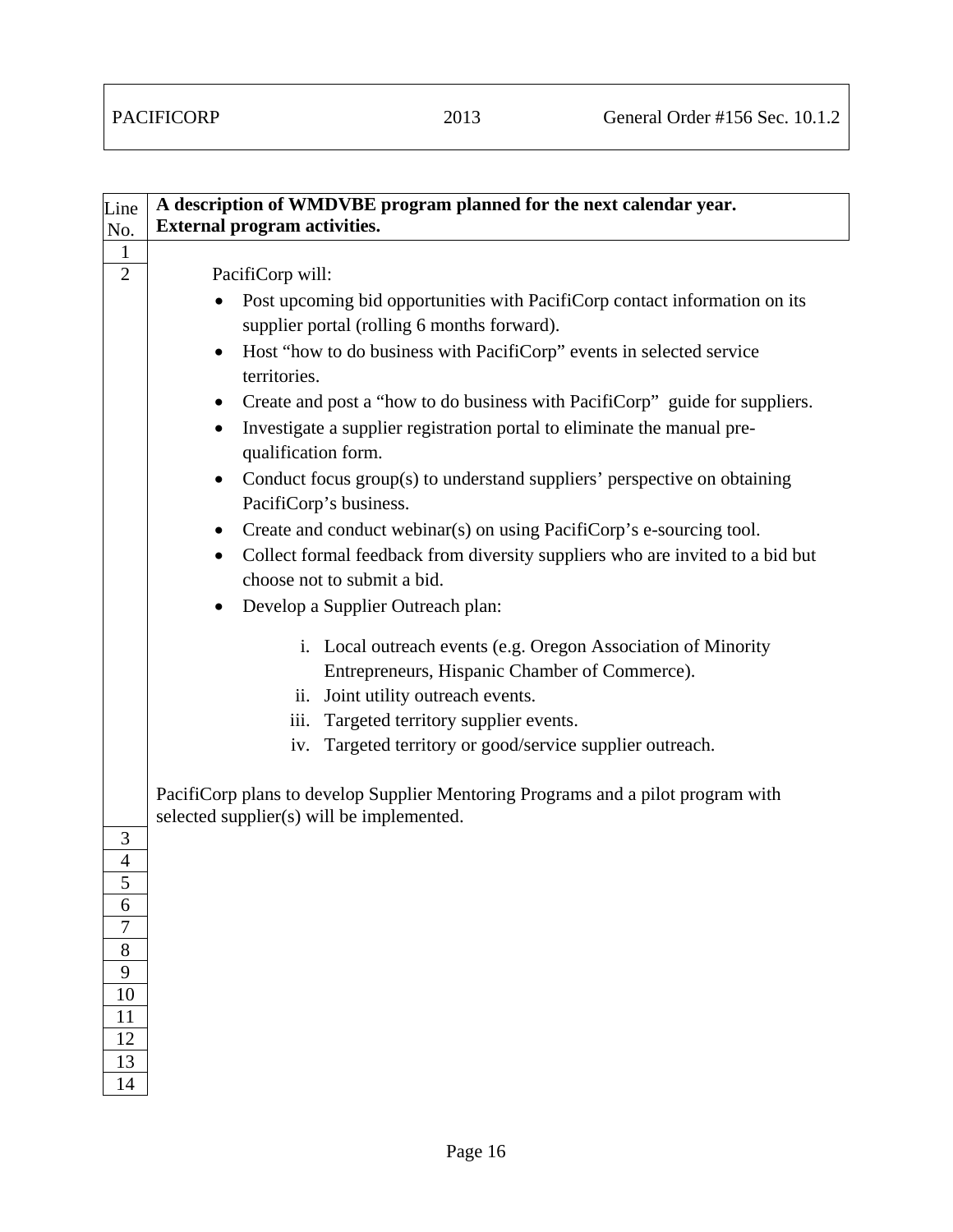| Line No. | A description of WMDVBE program planned for the next calendar year. External program activities. |
|---|---|
| 1 | |
| 2 | PacifiCorp will:<br>• Post upcoming bid opportunities with PacifiCorp contact information on its supplier portal (rolling 6 months forward).<br>• Host "how to do business with PacifiCorp" events in selected service territories.<br>• Create and post a "how to do business with PacifiCorp" guide for suppliers.<br>• Investigate a supplier registration portal to eliminate the manual pre-qualification form.<br>• Conduct focus group(s) to understand suppliers' perspective on obtaining PacifiCorp's business.<br>• Create and conduct webinar(s) on using PacifiCorp's e-sourcing tool.<br>• Collect formal feedback from diversity suppliers who are invited to a bid but choose not to submit a bid.<br>• Develop a Supplier Outreach plan:<br>i. Local outreach events (e.g. Oregon Association of Minority Entrepreneurs, Hispanic Chamber of Commerce).<br>ii. Joint utility outreach events.<br>iii. Targeted territory supplier events.<br>iv. Targeted territory or good/service supplier outreach.<br><br>PacifiCorp plans to develop Supplier Mentoring Programs and a pilot program with selected supplier(s) will be implemented. |
| 3 | |
| 4 | |
| 5 | |
| 6 | |
| 7 | |
| 8 | |
| 9 | |
| 10 | |
| 11 | |
| 12 | |
| 13 | |
| 14 | |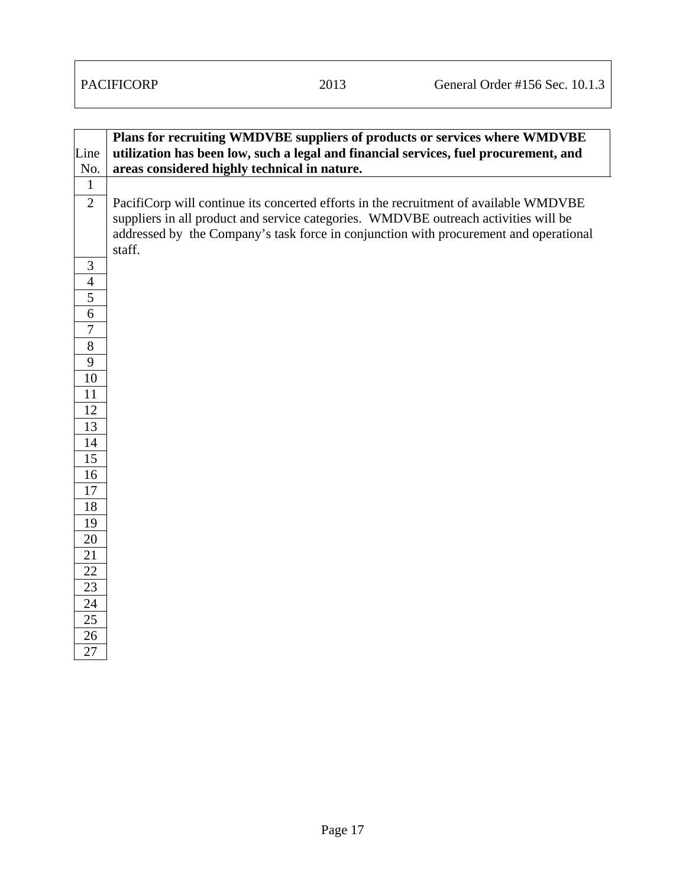| PACIFICORP | 2013 | General Order #156 Sec. 10.1.3 |
|---|---|---|

| Line No. | Plans for recruiting WMDVBE suppliers of products or services where WMDVBE utilization has been low, such a legal and financial services, fuel procurement, and areas considered highly technical in nature. |
|---|---|
| 1 | |
| 2 | PacifiCorp will continue its concerted efforts in the recruitment of available WMDVBE suppliers in all product and service categories. WMDVBE outreach activities will be addressed by the Company's task force in conjunction with procurement and operational staff. |
| 3 | |
| 4 | |
| 5 | |
| 6 | |
| 7 | |
| 8 | |
| 9 | |
| 10 | |
| 11 | |
| 12 | |
| 13 | |
| 14 | |
| 15 | |
| 16 | |
| 17 | |
| 18 | |
| 19 | |
| 20 | |
| 21 | |
| 22 | |
| 23 | |
| 24 | |
| 25 | |
| 26 | |
| 27 | |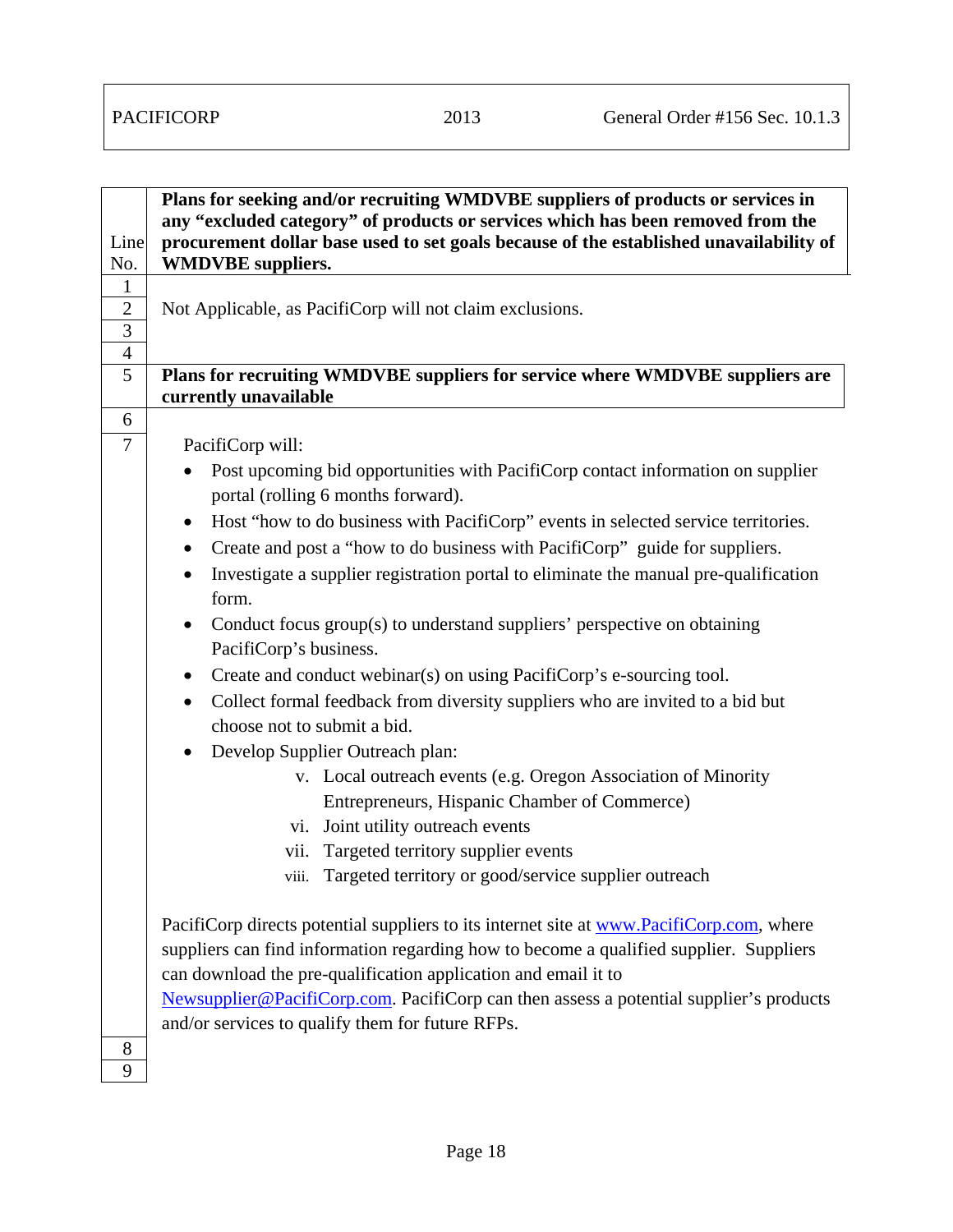| Line No. | Plans for seeking and/or recruiting WMDVBE suppliers of products or services in any "excluded category" of products or services which has been removed from the procurement dollar base used to set goals because of the established unavailability of WMDVBE suppliers. |
|---|---|
| 1 | |
| 2 | Not Applicable, as PacifiCorp will not claim exclusions. |
| 3 | |
| 4 | |
| 5 | **Plans for recruiting WMDVBE suppliers for service where WMDVBE suppliers are currently unavailable** |
| 6 | |
| 7 | PacifiCorp will: |
| 8 | |
| 9 | |

PacifiCorp will:

- Post upcoming bid opportunities with PacifiCorp contact information on supplier portal (rolling 6 months forward).
- Host "how to do business with PacifiCorp" events in selected service territories.
- Create and post a "how to do business with PacifiCorp" guide for suppliers.
- Investigate a supplier registration portal to eliminate the manual pre-qualification form.
- Conduct focus group(s) to understand suppliers' perspective on obtaining PacifiCorp's business.
- Create and conduct webinar(s) on using PacifiCorp's e-sourcing tool.
- Collect formal feedback from diversity suppliers who are invited to a bid but choose not to submit a bid.
- Develop Supplier Outreach plan:
  - v. Local outreach events (e.g. Oregon Association of Minority Entrepreneurs, Hispanic Chamber of Commerce)
  - vi. Joint utility outreach events
  - vii. Targeted territory supplier events
  - viii. Targeted territory or good/service supplier outreach

PacifiCorp directs potential suppliers to its internet site at www.PacifiCorp.com, where suppliers can find information regarding how to become a qualified supplier. Suppliers can download the pre-qualification application and email it to Newsupplier@PacifiCorp.com. PacifiCorp can then assess a potential supplier's products and/or services to qualify them for future RFPs.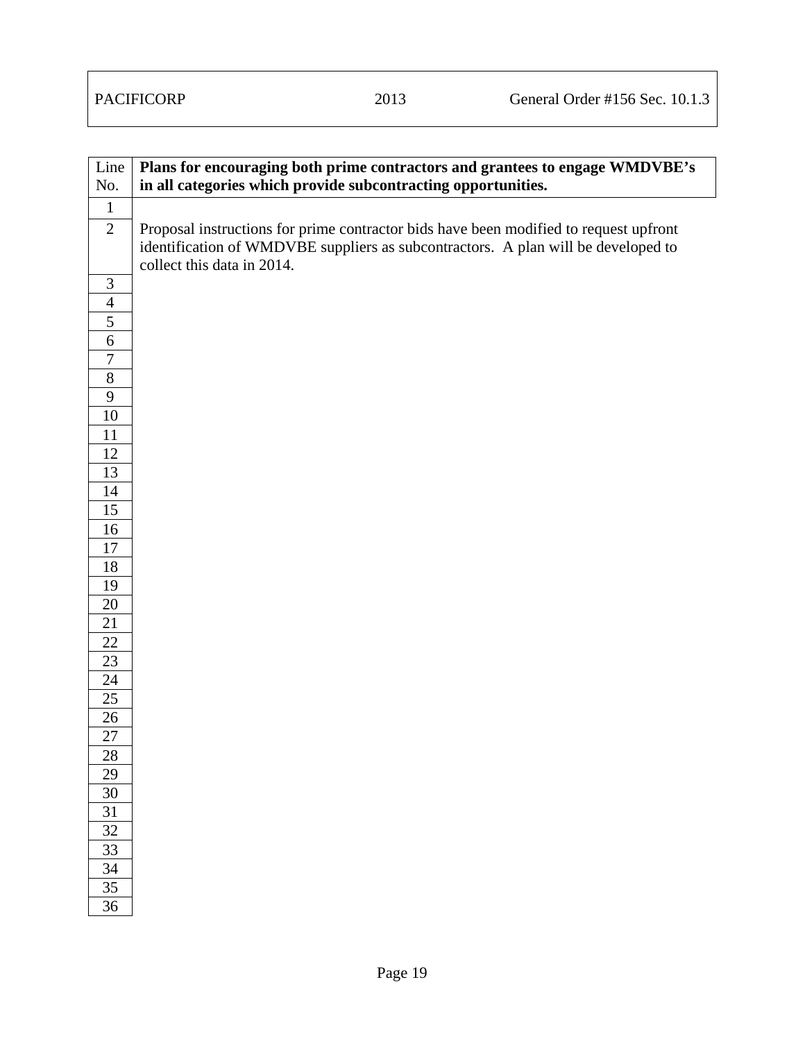| PACIFICORP | 2013 | General Order #156 Sec. 10.1.3 |
|---|---|---|

| Line No. | Plans for encouraging both prime contractors and grantees to engage WMDVBE's in all categories which provide subcontracting opportunities. |
|---|---|
| 1 | |
| 2 | Proposal instructions for prime contractor bids have been modified to request upfront identification of WMDVBE suppliers as subcontractors. A plan will be developed to collect this data in 2014. |
| 3 | |
| 4 | |
| 5 | |
| 6 | |
| 7 | |
| 8 | |
| 9 | |
| 10 | |
| 11 | |
| 12 | |
| 13 | |
| 14 | |
| 15 | |
| 16 | |
| 17 | |
| 18 | |
| 19 | |
| 20 | |
| 21 | |
| 22 | |
| 23 | |
| 24 | |
| 25 | |
| 26 | |
| 27 | |
| 28 | |
| 29 | |
| 30 | |
| 31 | |
| 32 | |
| 33 | |
| 34 | |
| 35 | |
| 36 | |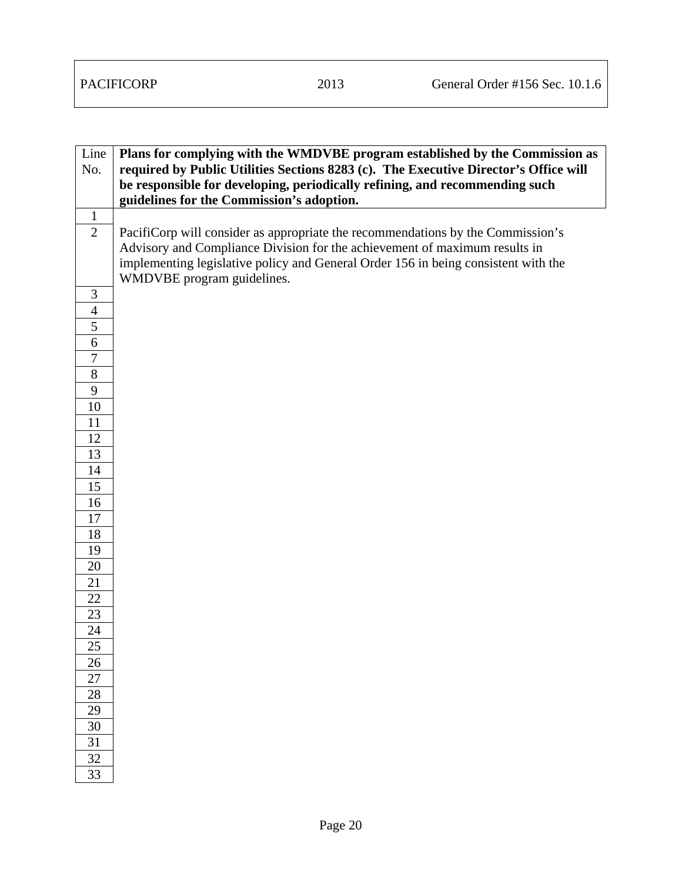| PACIFICORP | 2013 | General Order #156 Sec. 10.1.6 |
|---|---|---|

| Line No. | **Plans for complying with the WMDVBE program established by the Commission as required by Public Utilities Sections 8283 (c). The Executive Director's Office will be responsible for developing, periodically refining, and recommending such guidelines for the Commission's adoption.** |
|---|---|
| 1 | |
| 2 | PacifiCorp will consider as appropriate the recommendations by the Commission's Advisory and Compliance Division for the achievement of maximum results in implementing legislative policy and General Order 156 in being consistent with the WMDVBE program guidelines. |
| 3 | |
| 4 | |
| 5 | |
| 6 | |
| 7 | |
| 8 | |
| 9 | |
| 10 | |
| 11 | |
| 12 | |
| 13 | |
| 14 | |
| 15 | |
| 16 | |
| 17 | |
| 18 | |
| 19 | |
| 20 | |
| 21 | |
| 22 | |
| 23 | |
| 24 | |
| 25 | |
| 26 | |
| 27 | |
| 28 | |
| 29 | |
| 30 | |
| 31 | |
| 32 | |
| 33 | |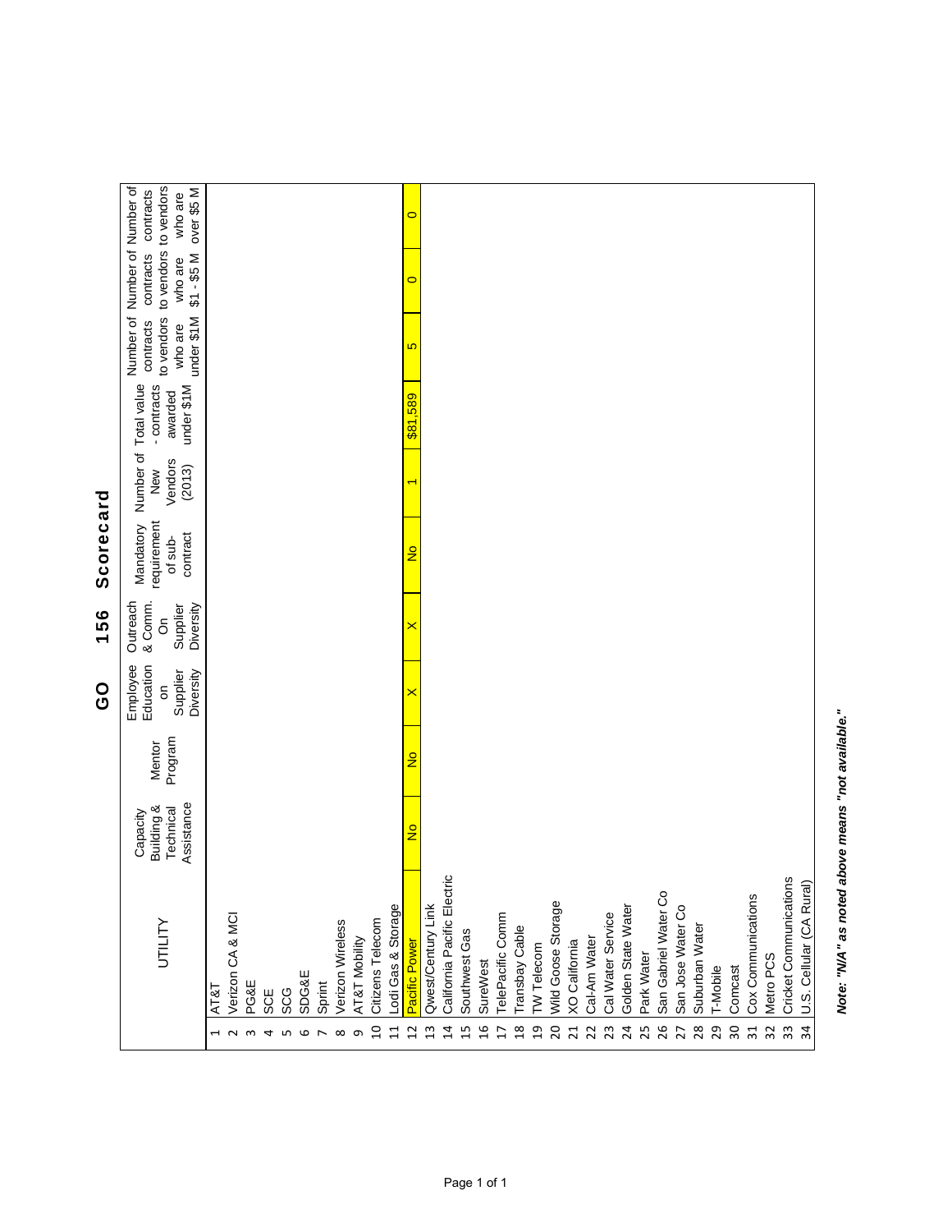# GO 156 Scorecard

| | UTILITY | Capacity Building & Technical Assistance | Mentor Program | Employee Education on Supplier Diversity | Outreach & Comm. On Supplier Diversity | Mandatory requirement of sub-contract | Number of New Vendors (2013) | Total value - contracts awarded under $1M | Number of contracts to vendors who are under $1M | Number of contracts to vendors who are $1 - $5 M | Number of contracts to vendors who are over $5 M |
|---|---|---|---|---|---|---|---|---|---|---|---|
| 1 | AT&T | | | | | | | | | | |
| 2 | Verizon CA & MCI | | | | | | | | | | |
| 3 | PG&E | | | | | | | | | | |
| 4 | SCE | | | | | | | | | | |
| 5 | SCG | | | | | | | | | | |
| 6 | SDG&E | | | | | | | | | | |
| 7 | Sprint | | | | | | | | | | |
| 8 | Verizon Wireless | | | | | | | | | | |
| 9 | AT&T Mobility | | | | | | | | | | |
| 10 | Citizens Telecom | | | | | | | | | | |
| 11 | Lodi Gas & Storage | | | | | | | | | | |
| 12 | Pacific Power | No | No | X | X | No | 1 | $81,589 | 5 | 0 | 0 |
| 13 | Qwest/Century Link | | | | | | | | | | |
| 14 | California Pacific Electric | | | | | | | | | | |
| 15 | Southwest Gas | | | | | | | | | | |
| 16 | SureWest | | | | | | | | | | |
| 17 | TelePacific Comm | | | | | | | | | | |
| 18 | Transbay Cable | | | | | | | | | | |
| 19 | TW Telecom | | | | | | | | | | |
| 20 | Wild Goose Storage | | | | | | | | | | |
| 21 | XO California | | | | | | | | | | |
| 22 | Cal-Am Water | | | | | | | | | | |
| 23 | Cal Water Service | | | | | | | | | | |
| 24 | Golden State Water | | | | | | | | | | |
| 25 | Park Water | | | | | | | | | | |
| 26 | San Gabriel Water Co | | | | | | | | | | |
| 27 | San Jose Water Co | | | | | | | | | | |
| 28 | Suburban Water | | | | | | | | | | |
| 29 | T-Mobile | | | | | | | | | | |
| 30 | Comcast | | | | | | | | | | |
| 31 | Cox Communications | | | | | | | | | | |
| 32 | Metro PCS | | | | | | | | | | |
| 33 | Cricket Communications | | | | | | | | | | |
| 34 | U.S. Cellular (CA Rural) | | | | | | | | | | |

***Note: "N/A" as noted above means "not available."***